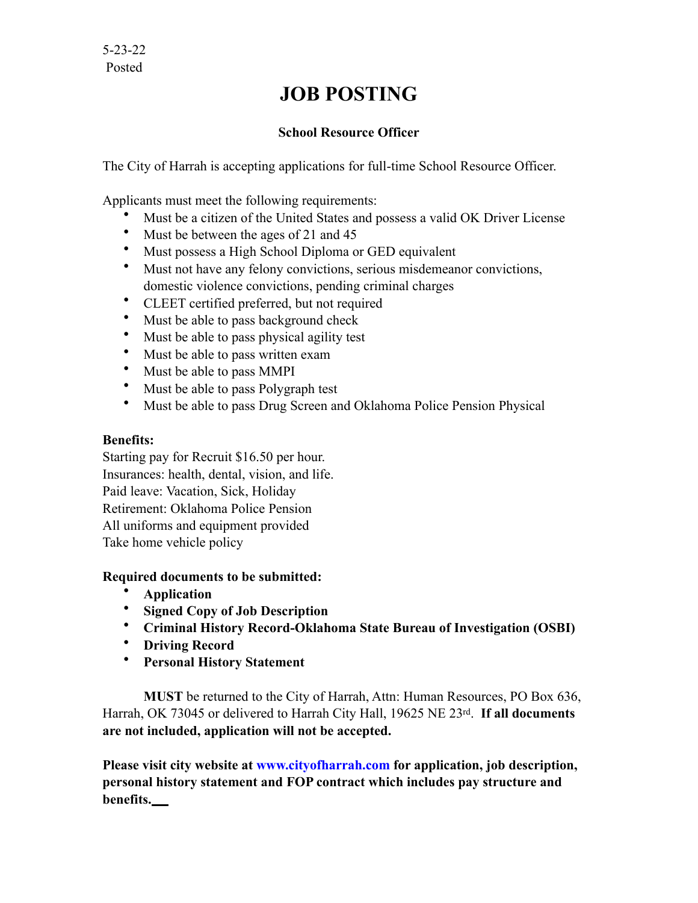5-23-22
Posted

# JOB POSTING

**School Resource Officer**

The City of Harrah is accepting applications for full-time School Resource Officer.

Applicants must meet the following requirements:

- Must be a citizen of the United States and possess a valid OK Driver License
- Must be between the ages of 21 and 45
- Must possess a High School Diploma or GED equivalent
- Must not have any felony convictions, serious misdemeanor convictions, domestic violence convictions, pending criminal charges
- CLEET certified preferred, but not required
- Must be able to pass background check
- Must be able to pass physical agility test
- Must be able to pass written exam
- Must be able to pass MMPI
- Must be able to pass Polygraph test
- Must be able to pass Drug Screen and Oklahoma Police Pension Physical

**Benefits:**
Starting pay for Recruit $16.50 per hour.
Insurances: health, dental, vision, and life.
Paid leave: Vacation, Sick, Holiday
Retirement: Oklahoma Police Pension
All uniforms and equipment provided
Take home vehicle policy

**Required documents to be submitted:**

- **Application**
- **Signed Copy of Job Description**
- **Criminal History Record-Oklahoma State Bureau of Investigation (OSBI)**
- **Driving Record**
- **Personal History Statement**

**MUST** be returned to the City of Harrah, Attn: Human Resources, PO Box 636, Harrah, OK 73045 or delivered to Harrah City Hall, 19625 NE 23rd. **If all documents are not included, application will not be accepted.**

**Please visit city website at www.cityofharrah.com for application, job description, personal history statement and FOP contract which includes pay structure and benefits.**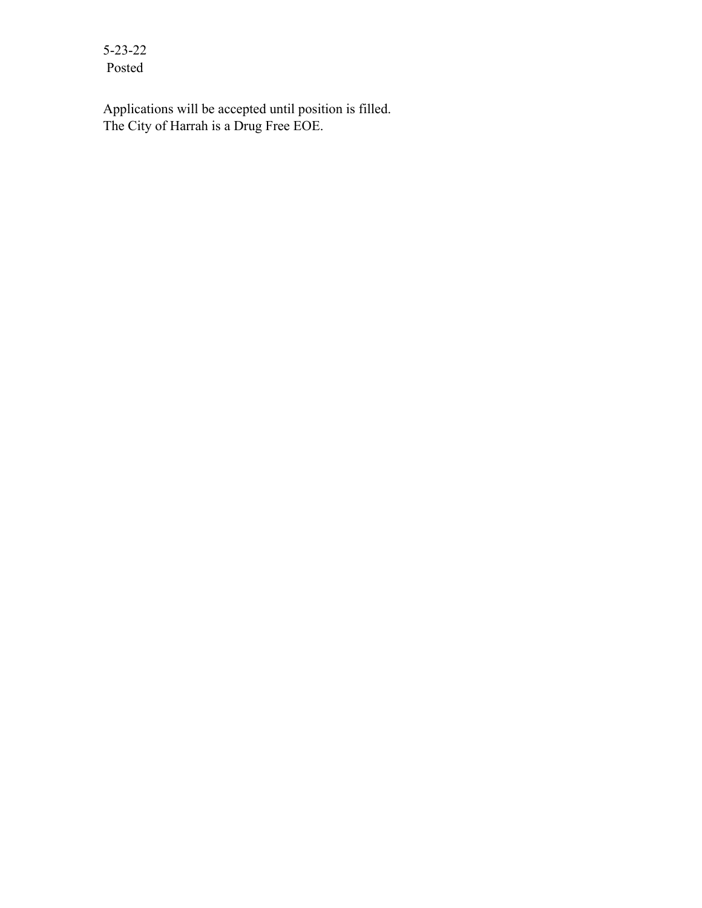5-23-22
Posted

Applications will be accepted until position is filled.
The City of Harrah is a Drug Free EOE.